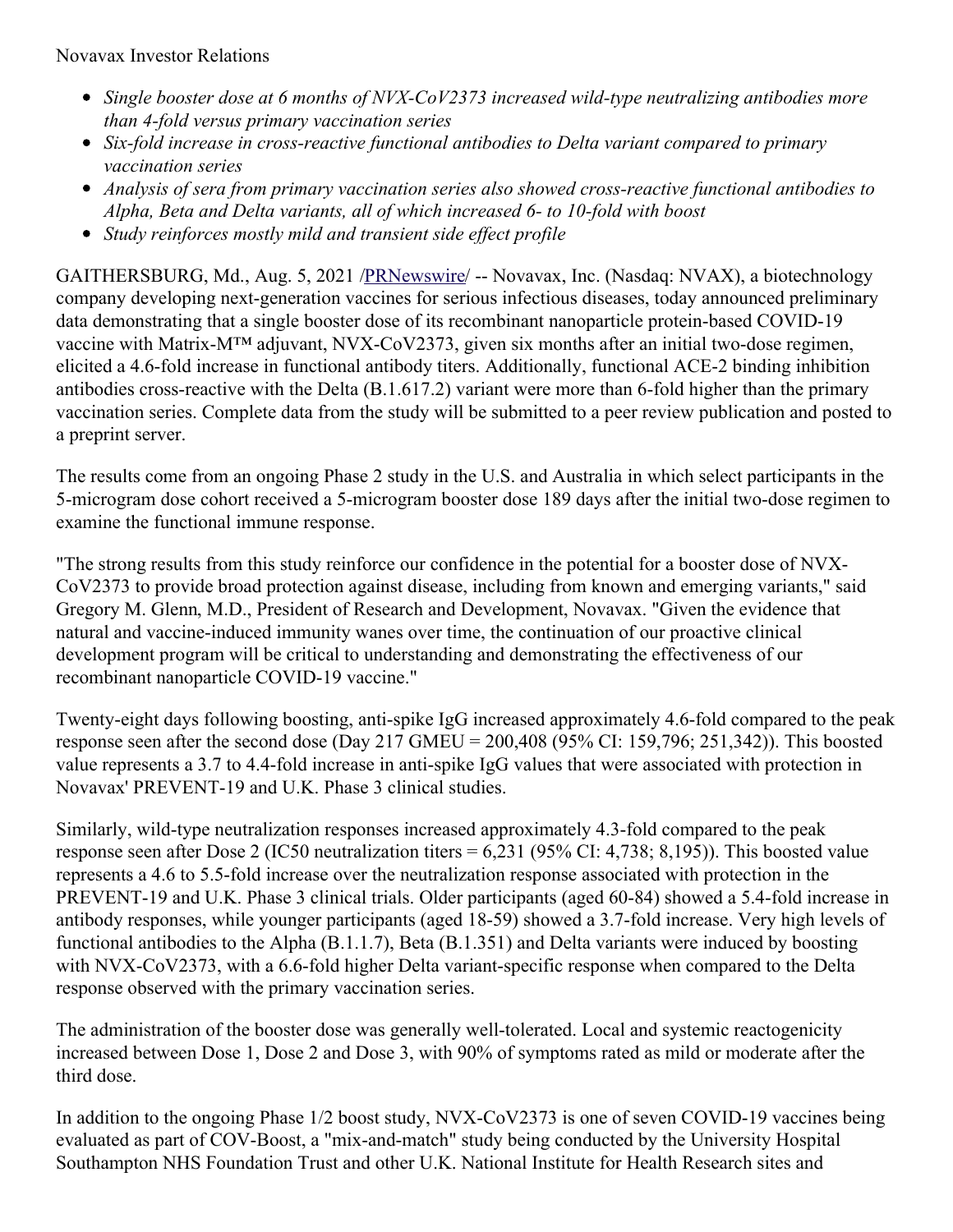Novavax Investor Relations

- *Single booster dose at 6 months of NVX-CoV2373 increased wild-type neutralizing antibodies more than 4-fold versus primary vaccination series*
- *Six-fold increase in cross-reactive functional antibodies to Delta variant compared to primary vaccination series*
- *Analysis of sera from primary vaccination series also showed cross-reactive functional antibodies to Alpha, Beta and Delta variants, all of which increased 6- to 10-fold with boost*
- *Study reinforces mostly mild and transient side effect profile*

GAITHERSBURG, Md., Aug. 5, 2021 /PRNewswire/ -- Novavax, Inc. (Nasdaq: NVAX), a biotechnology company developing next-generation vaccines for serious infectious diseases, today announced preliminary data demonstrating that a single booster dose of its recombinant nanoparticle protein-based COVID-19 vaccine with Matrix-M™ adjuvant, NVX-CoV2373, given six months after an initial two-dose regimen, elicited a 4.6-fold increase in functional antibody titers. Additionally, functional ACE-2 binding inhibition antibodies cross-reactive with the Delta (B.1.617.2) variant were more than 6-fold higher than the primary vaccination series. Complete data from the study will be submitted to a peer review publication and posted to a preprint server.

The results come from an ongoing Phase 2 study in the U.S. and Australia in which select participants in the 5-microgram dose cohort received a 5-microgram booster dose 189 days after the initial two-dose regimen to examine the functional immune response.

"The strong results from this study reinforce our confidence in the potential for a booster dose of NVX-CoV2373 to provide broad protection against disease, including from known and emerging variants," said Gregory M. Glenn, M.D., President of Research and Development, Novavax. "Given the evidence that natural and vaccine-induced immunity wanes over time, the continuation of our proactive clinical development program will be critical to understanding and demonstrating the effectiveness of our recombinant nanoparticle COVID-19 vaccine."

Twenty-eight days following boosting, anti-spike IgG increased approximately 4.6-fold compared to the peak response seen after the second dose (Day 217 GMEU = 200,408 (95% CI: 159,796; 251,342)). This boosted value represents a 3.7 to 4.4-fold increase in anti-spike IgG values that were associated with protection in Novavax' PREVENT-19 and U.K. Phase 3 clinical studies.

Similarly, wild-type neutralization responses increased approximately 4.3-fold compared to the peak response seen after Dose 2 (IC50 neutralization titers = 6,231 (95% CI: 4,738; 8,195)). This boosted value represents a 4.6 to 5.5-fold increase over the neutralization response associated with protection in the PREVENT-19 and U.K. Phase 3 clinical trials. Older participants (aged 60-84) showed a 5.4-fold increase in antibody responses, while younger participants (aged 18-59) showed a 3.7-fold increase. Very high levels of functional antibodies to the Alpha (B.1.1.7), Beta (B.1.351) and Delta variants were induced by boosting with NVX-CoV2373, with a 6.6-fold higher Delta variant-specific response when compared to the Delta response observed with the primary vaccination series.

The administration of the booster dose was generally well-tolerated. Local and systemic reactogenicity increased between Dose 1, Dose 2 and Dose 3, with 90% of symptoms rated as mild or moderate after the third dose.

In addition to the ongoing Phase 1/2 boost study, NVX-CoV2373 is one of seven COVID-19 vaccines being evaluated as part of COV-Boost, a "mix-and-match" study being conducted by the University Hospital Southampton NHS Foundation Trust and other U.K. National Institute for Health Research sites and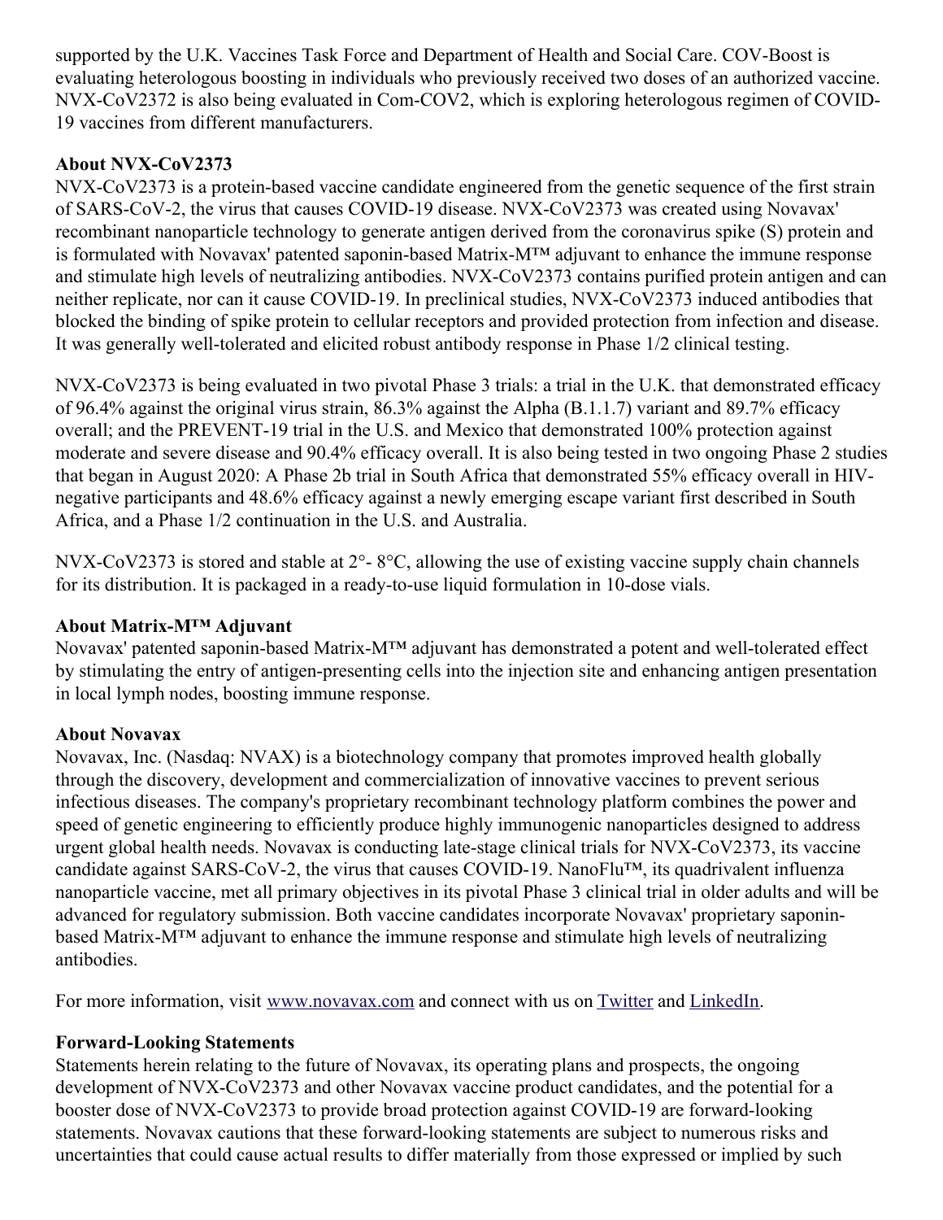supported by the U.K. Vaccines Task Force and Department of Health and Social Care. COV-Boost is evaluating heterologous boosting in individuals who previously received two doses of an authorized vaccine. NVX-CoV2372 is also being evaluated in Com-COV2, which is exploring heterologous regimen of COVID-19 vaccines from different manufacturers.

**About NVX-CoV2373**

NVX-CoV2373 is a protein-based vaccine candidate engineered from the genetic sequence of the first strain of SARS-CoV-2, the virus that causes COVID-19 disease. NVX-CoV2373 was created using Novavax' recombinant nanoparticle technology to generate antigen derived from the coronavirus spike (S) protein and is formulated with Novavax' patented saponin-based Matrix-M™ adjuvant to enhance the immune response and stimulate high levels of neutralizing antibodies. NVX-CoV2373 contains purified protein antigen and can neither replicate, nor can it cause COVID-19. In preclinical studies, NVX-CoV2373 induced antibodies that blocked the binding of spike protein to cellular receptors and provided protection from infection and disease. It was generally well-tolerated and elicited robust antibody response in Phase 1/2 clinical testing.

NVX-CoV2373 is being evaluated in two pivotal Phase 3 trials: a trial in the U.K. that demonstrated efficacy of 96.4% against the original virus strain, 86.3% against the Alpha (B.1.1.7) variant and 89.7% efficacy overall; and the PREVENT-19 trial in the U.S. and Mexico that demonstrated 100% protection against moderate and severe disease and 90.4% efficacy overall. It is also being tested in two ongoing Phase 2 studies that began in August 2020: A Phase 2b trial in South Africa that demonstrated 55% efficacy overall in HIV-negative participants and 48.6% efficacy against a newly emerging escape variant first described in South Africa, and a Phase 1/2 continuation in the U.S. and Australia.

NVX-CoV2373 is stored and stable at 2°- 8°C, allowing the use of existing vaccine supply chain channels for its distribution. It is packaged in a ready-to-use liquid formulation in 10-dose vials.

**About Matrix-M™ Adjuvant**

Novavax' patented saponin-based Matrix-M™ adjuvant has demonstrated a potent and well-tolerated effect by stimulating the entry of antigen-presenting cells into the injection site and enhancing antigen presentation in local lymph nodes, boosting immune response.

**About Novavax**

Novavax, Inc. (Nasdaq: NVAX) is a biotechnology company that promotes improved health globally through the discovery, development and commercialization of innovative vaccines to prevent serious infectious diseases. The company's proprietary recombinant technology platform combines the power and speed of genetic engineering to efficiently produce highly immunogenic nanoparticles designed to address urgent global health needs. Novavax is conducting late-stage clinical trials for NVX-CoV2373, its vaccine candidate against SARS-CoV-2, the virus that causes COVID-19. NanoFlu™, its quadrivalent influenza nanoparticle vaccine, met all primary objectives in its pivotal Phase 3 clinical trial in older adults and will be advanced for regulatory submission. Both vaccine candidates incorporate Novavax' proprietary saponin-based Matrix-M™ adjuvant to enhance the immune response and stimulate high levels of neutralizing antibodies.

For more information, visit [www.novavax.com](www.novavax.com) and connect with us on Twitter and LinkedIn.

**Forward-Looking Statements**

Statements herein relating to the future of Novavax, its operating plans and prospects, the ongoing development of NVX-CoV2373 and other Novavax vaccine product candidates, and the potential for a booster dose of NVX-CoV2373 to provide broad protection against COVID-19 are forward-looking statements. Novavax cautions that these forward-looking statements are subject to numerous risks and uncertainties that could cause actual results to differ materially from those expressed or implied by such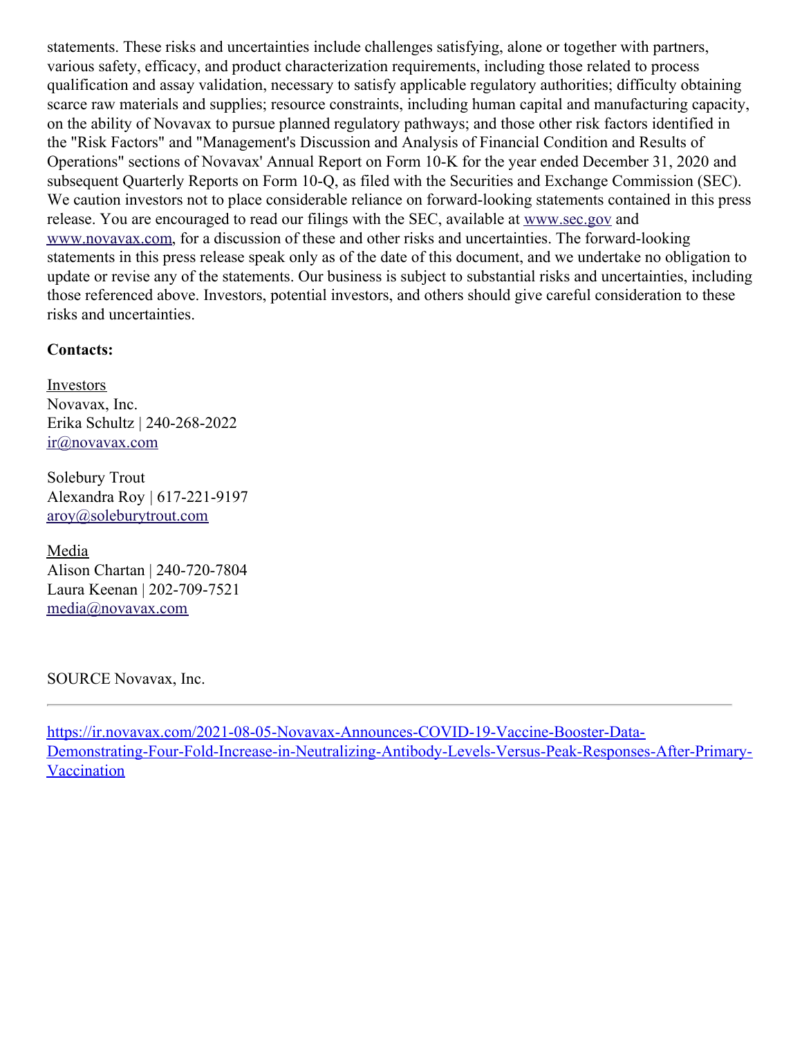statements. These risks and uncertainties include challenges satisfying, alone or together with partners, various safety, efficacy, and product characterization requirements, including those related to process qualification and assay validation, necessary to satisfy applicable regulatory authorities; difficulty obtaining scarce raw materials and supplies; resource constraints, including human capital and manufacturing capacity, on the ability of Novavax to pursue planned regulatory pathways; and those other risk factors identified in the "Risk Factors" and "Management's Discussion and Analysis of Financial Condition and Results of Operations" sections of Novavax' Annual Report on Form 10-K for the year ended December 31, 2020 and subsequent Quarterly Reports on Form 10-Q, as filed with the Securities and Exchange Commission (SEC). We caution investors not to place considerable reliance on forward-looking statements contained in this press release. You are encouraged to read our filings with the SEC, available at [www.sec.gov](http://www.sec.gov) and [www.novavax.com](http://www.novavax.com), for a discussion of these and other risks and uncertainties. The forward-looking statements in this press release speak only as of the date of this document, and we undertake no obligation to update or revise any of the statements. Our business is subject to substantial risks and uncertainties, including those referenced above. Investors, potential investors, and others should give careful consideration to these risks and uncertainties.

**Contacts:**

Investors
Novavax, Inc.
Erika Schultz | 240-268-2022
[ir@novavax.com](mailto:ir@novavax.com)

Solebury Trout
Alexandra Roy | 617-221-9197
[aroy@soleburytrout.com](mailto:aroy@soleburytrout.com)

Media
Alison Chartan | 240-720-7804
Laura Keenan | 202-709-7521
[media@novavax.com](mailto:media@novavax.com)

SOURCE Novavax, Inc.

---

[https://ir.novavax.com/2021-08-05-Novavax-Announces-COVID-19-Vaccine-Booster-Data-Demonstrating-Four-Fold-Increase-in-Neutralizing-Antibody-Levels-Versus-Peak-Responses-After-Primary-Vaccination](https://ir.novavax.com/2021-08-05-Novavax-Announces-COVID-19-Vaccine-Booster-Data-Demonstrating-Four-Fold-Increase-in-Neutralizing-Antibody-Levels-Versus-Peak-Responses-After-Primary-Vaccination)